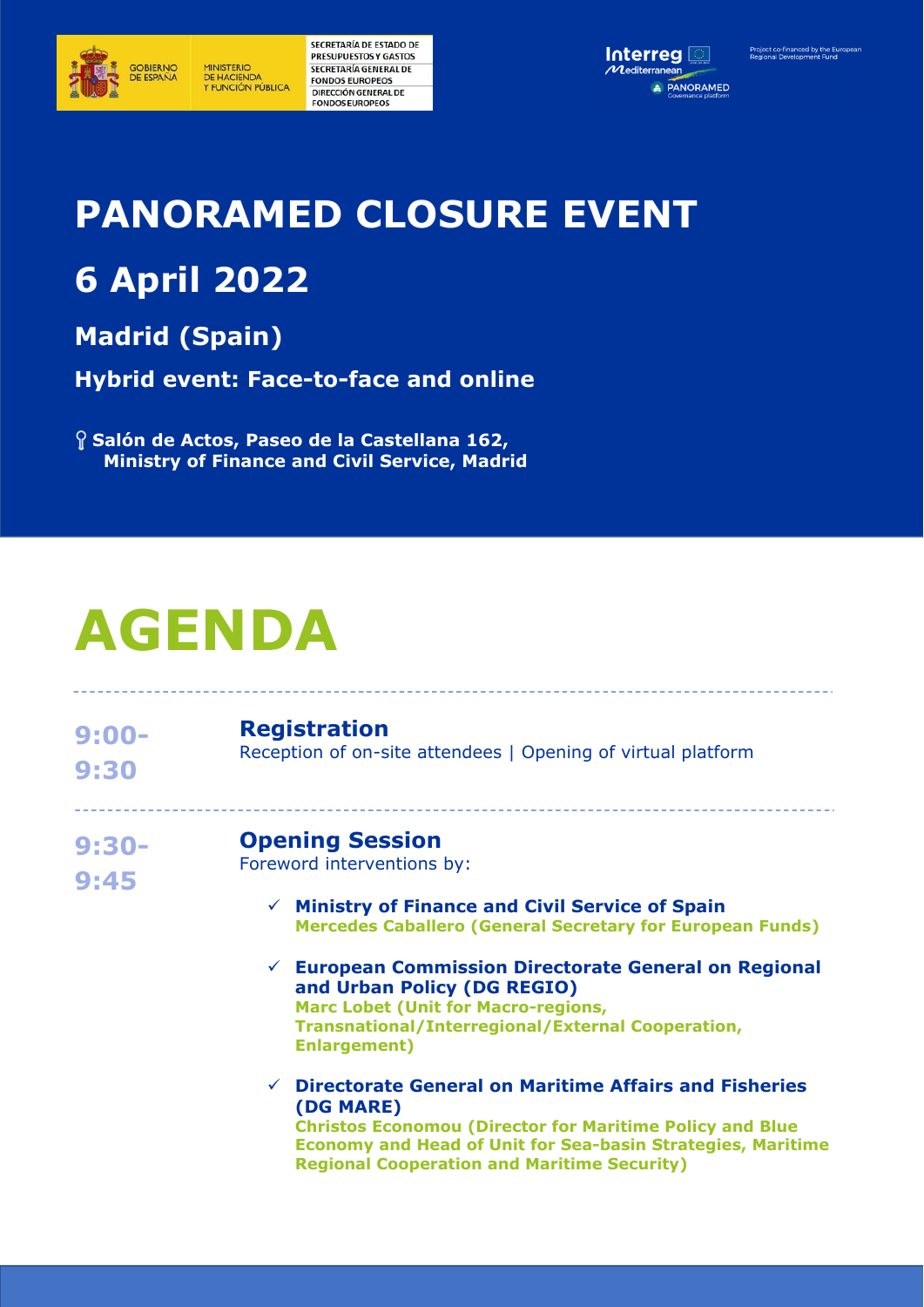SECRETARÍA DE ESTADO DE PRESUPUESTOS Y GASTOS
SECRETARÍA GENERAL DE FONDOS EUROPEOS
DIRECCIÓN GENERAL DE FONDOS EUROPEOS

GOBIERNO DE ESPAÑA | MINISTERIO DE HACIENDA Y FUNCIÓN PÚBLICA

Interreg Mediterranean – PANORAMED Governance platform

Project co-financed by the European Regional Development Fund

# PANORAMED CLOSURE EVENT

## 6 April 2022

### Madrid (Spain)

**Hybrid event: Face-to-face and online**

**Salón de Actos, Paseo de la Castellana 162, Ministry of Finance and Civil Service, Madrid**

# AGENDA

---

**9:00-9:30**

### Registration

Reception of on-site attendees | Opening of virtual platform

---

**9:30-9:45**

### Opening Session

Foreword interventions by:

- ✓ **Ministry of Finance and Civil Service of Spain**
  **Mercedes Caballero (General Secretary for European Funds)**
- ✓ **European Commission Directorate General on Regional and Urban Policy (DG REGIO)**
  **Marc Lobet (Unit for Macro-regions, Transnational/Interregional/External Cooperation, Enlargement)**
- ✓ **Directorate General on Maritime Affairs and Fisheries (DG MARE)**
  **Christos Economou (Director for Maritime Policy and Blue Economy and Head of Unit for Sea-basin Strategies, Maritime Regional Cooperation and Maritime Security)**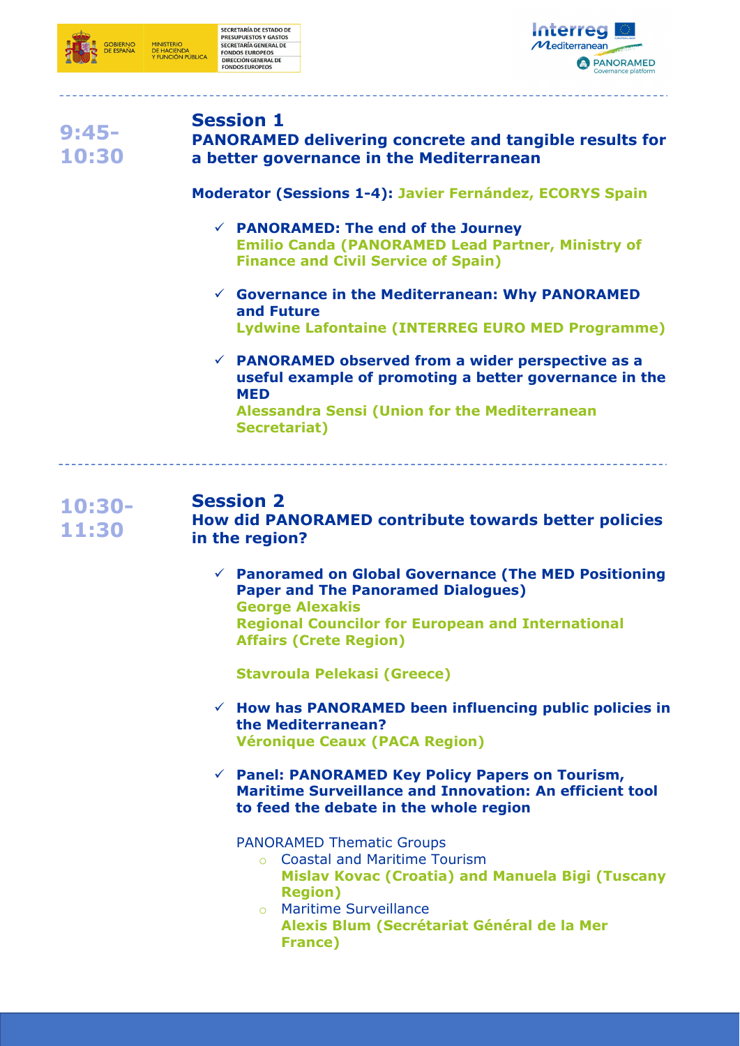**9:45-10:30**

## Session 1

### PANORAMED delivering concrete and tangible results for a better governance in the Mediterranean

**Moderator (Sessions 1-4): Javier Fernández, ECORYS Spain**

- ✓ **PANORAMED: The end of the Journey**
  **Emilio Canda (PANORAMED Lead Partner, Ministry of Finance and Civil Service of Spain)**

- ✓ **Governance in the Mediterranean: Why PANORAMED and Future**
  **Lydwine Lafontaine (INTERREG EURO MED Programme)**

- ✓ **PANORAMED observed from a wider perspective as a useful example of promoting a better governance in the MED**
  **Alessandra Sensi (Union for the Mediterranean Secretariat)**

---

**10:30-11:30**

## Session 2

### How did PANORAMED contribute towards better policies in the region?

- ✓ **Panoramed on Global Governance (The MED Positioning Paper and The Panoramed Dialogues)**
  **George Alexakis**
  **Regional Councilor for European and International Affairs (Crete Region)**

  **Stavroula Pelekasi (Greece)**

- ✓ **How has PANORAMED been influencing public policies in the Mediterranean?**
  **Véronique Ceaux (PACA Region)**

- ✓ **Panel: PANORAMED Key Policy Papers on Tourism, Maritime Surveillance and Innovation: An efficient tool to feed the debate in the whole region**

  PANORAMED Thematic Groups
  - Coastal and Maritime Tourism
    **Mislav Kovac (Croatia) and Manuela Bigi (Tuscany Region)**
  - Maritime Surveillance
    **Alexis Blum (Secrétariat Général de la Mer France)**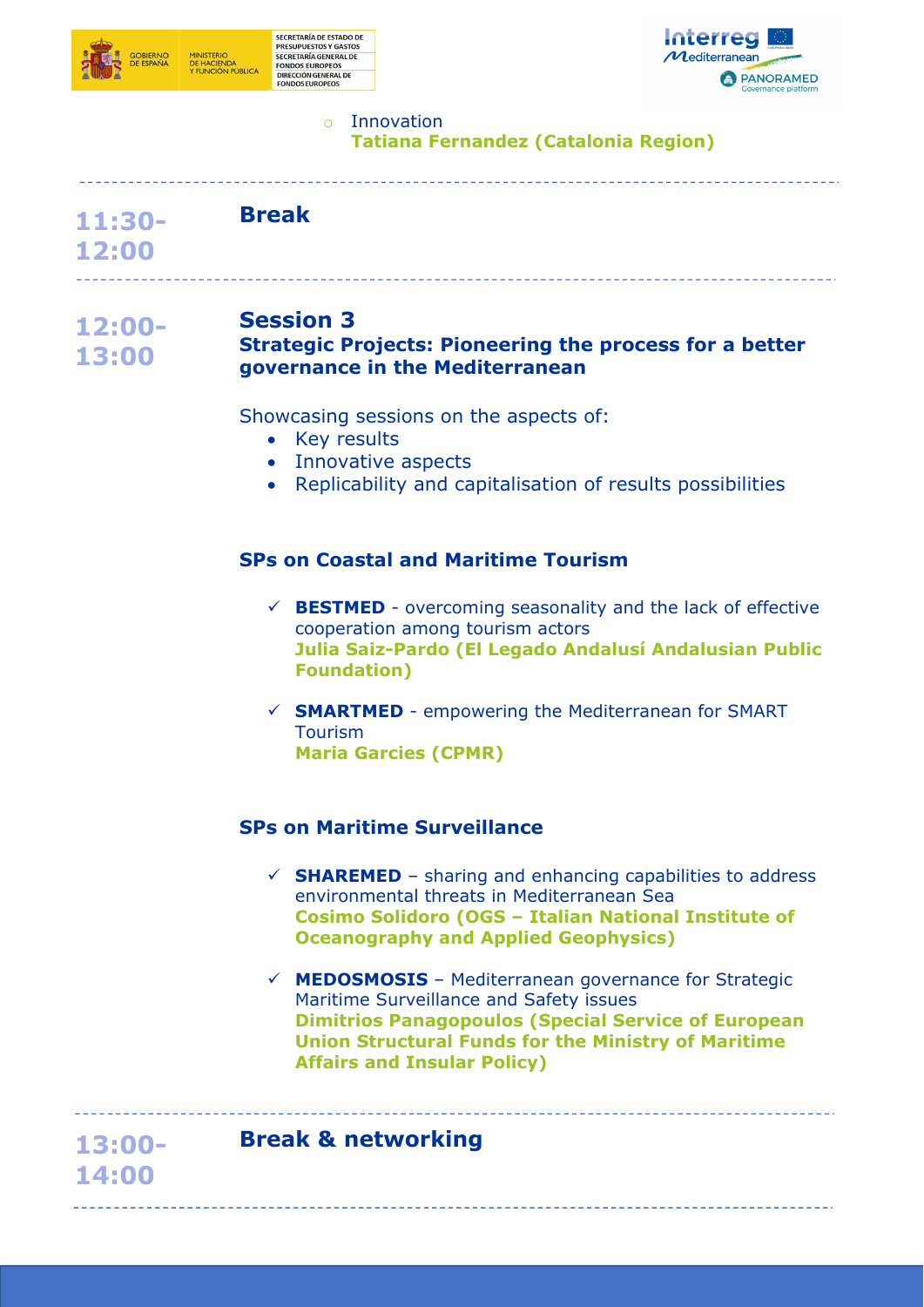- Innovation
  **Tatiana Fernandez (Catalonia Region)**

---

**11:30-12:00** **Break**

---

**12:00-13:00**

## Session 3

### Strategic Projects: Pioneering the process for a better governance in the Mediterranean

Showcasing sessions on the aspects of:

- Key results
- Innovative aspects
- Replicability and capitalisation of results possibilities

#### SPs on Coastal and Maritime Tourism

- ✓ **BESTMED** - overcoming seasonality and the lack of effective cooperation among tourism actors
  **Julia Saiz-Pardo (El Legado Andalusí Andalusian Public Foundation)**
- ✓ **SMARTMED** - empowering the Mediterranean for SMART Tourism
  **Maria Garcies (CPMR)**

#### SPs on Maritime Surveillance

- ✓ **SHAREMED** – sharing and enhancing capabilities to address environmental threats in Mediterranean Sea
  **Cosimo Solidoro (OGS – Italian National Institute of Oceanography and Applied Geophysics)**
- ✓ **MEDOSMOSIS** – Mediterranean governance for Strategic Maritime Surveillance and Safety issues
  **Dimitrios Panagopoulos (Special Service of European Union Structural Funds for the Ministry of Maritime Affairs and Insular Policy)**

---

**13:00-14:00** **Break & networking**

---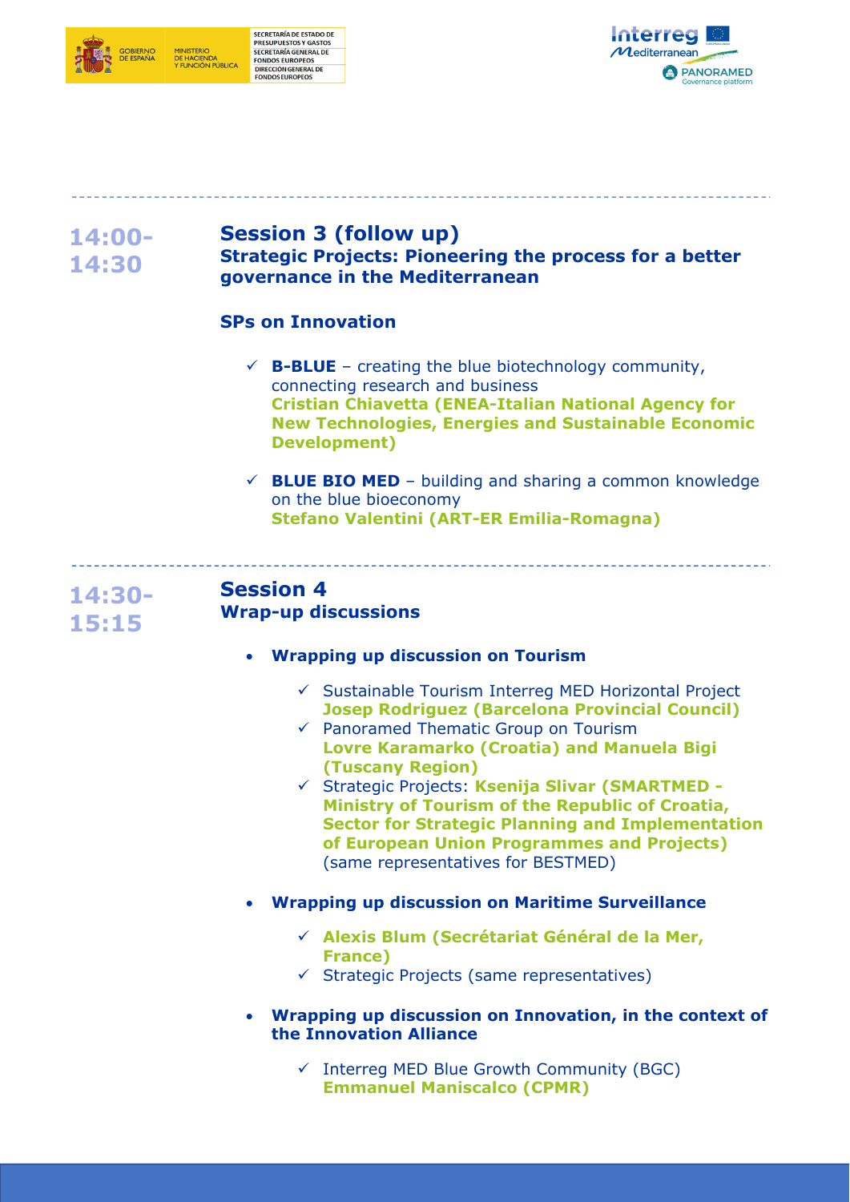---

**14:00-14:30**

## Session 3 (follow up)

### Strategic Projects: Pioneering the process for a better governance in the Mediterranean

### SPs on Innovation

- ✓ **B-BLUE** – creating the blue biotechnology community, connecting research and business
  **Cristian Chiavetta (ENEA-Italian National Agency for New Technologies, Energies and Sustainable Economic Development)**

- ✓ **BLUE BIO MED** – building and sharing a common knowledge on the blue bioeconomy
  **Stefano Valentini (ART-ER Emilia-Romagna)**

---

**14:30-15:15**

## Session 4

### Wrap-up discussions

- **Wrapping up discussion on Tourism**
  - ✓ Sustainable Tourism Interreg MED Horizontal Project
    **Josep Rodriguez (Barcelona Provincial Council)**
  - ✓ Panoramed Thematic Group on Tourism
    **Lovre Karamarko (Croatia) and Manuela Bigi (Tuscany Region)**
  - ✓ Strategic Projects: **Ksenija Slivar (SMARTMED - Ministry of Tourism of the Republic of Croatia, Sector for Strategic Planning and Implementation of European Union Programmes and Projects)** (same representatives for BESTMED)

- **Wrapping up discussion on Maritime Surveillance**
  - ✓ **Alexis Blum (Secrétariat Général de la Mer, France)**
  - ✓ Strategic Projects (same representatives)

- **Wrapping up discussion on Innovation, in the context of the Innovation Alliance**
  - ✓ Interreg MED Blue Growth Community (BGC)
    **Emmanuel Maniscalco (CPMR)**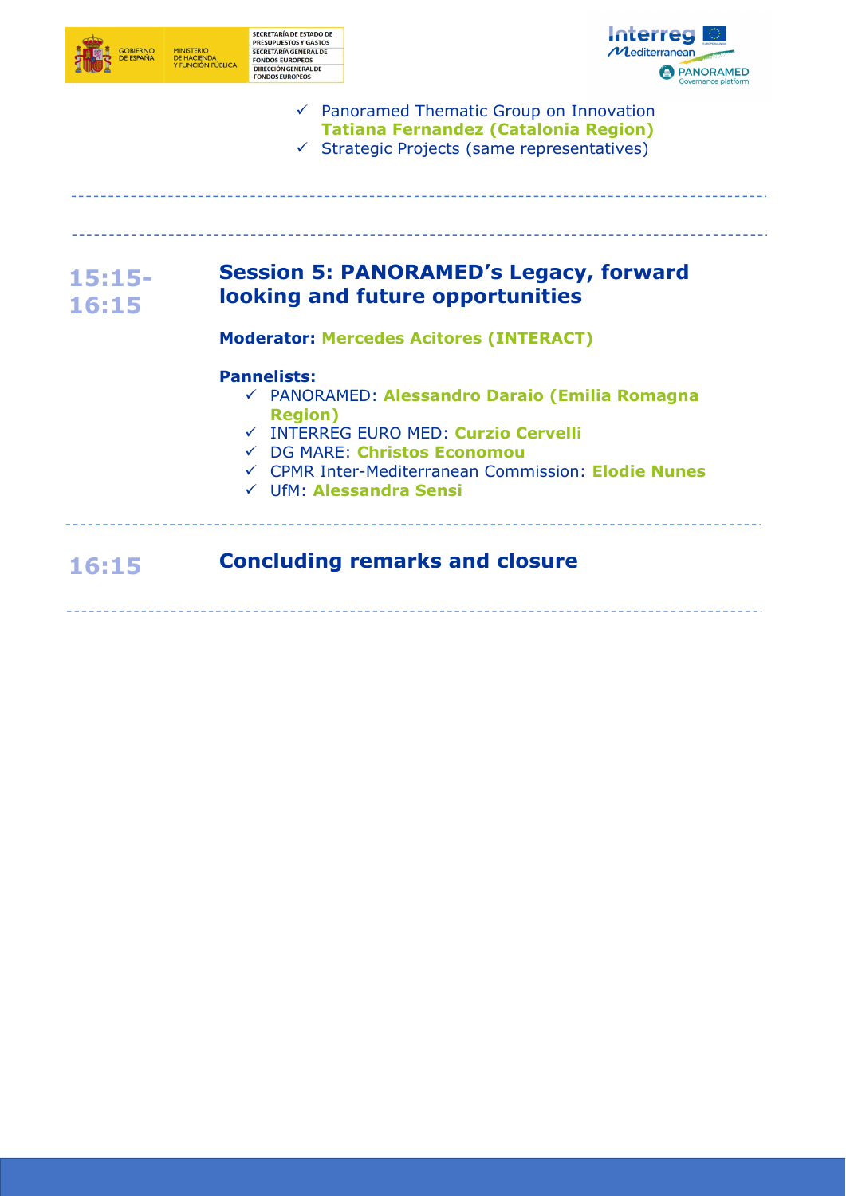- Panoramed Thematic Group on Innovation **Tatiana Fernandez (Catalonia Region)**
- Strategic Projects (same representatives)

---

---

**15:15-16:15**

## Session 5: PANORAMED's Legacy, forward looking and future opportunities

**Moderator: Mercedes Acitores (INTERACT)**

**Pannelists:**

- PANORAMED: **Alessandro Daraio (Emilia Romagna Region)**
- INTERREG EURO MED: **Curzio Cervelli**
- DG MARE: **Christos Economou**
- CPMR Inter-Mediterranean Commission: **Elodie Nunes**
- UfM: **Alessandra Sensi**

---

**16:15**

## Concluding remarks and closure

---